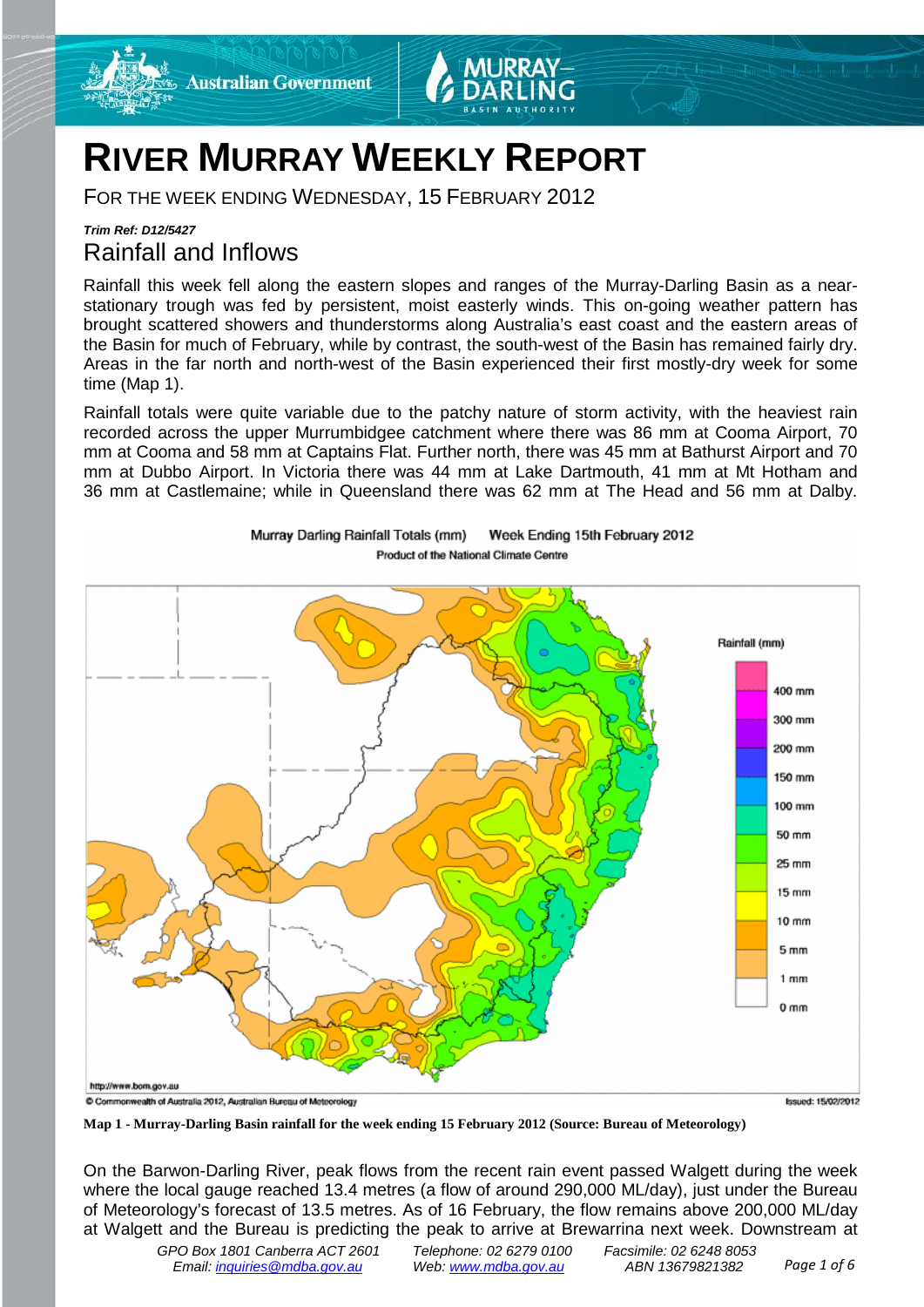# RIVER MURRAY WEEKLY REPORT

FOR THE WEEK ENDING WEDNESDAY, 15 FEBRUARY 2012

***Trim Ref: D12/5427***

## Rainfall and Inflows

Rainfall this week fell along the eastern slopes and ranges of the Murray-Darling Basin as a near-stationary trough was fed by persistent, moist easterly winds. This on-going weather pattern has brought scattered showers and thunderstorms along Australia's east coast and the eastern areas of the Basin for much of February, while by contrast, the south-west of the Basin has remained fairly dry. Areas in the far north and north-west of the Basin experienced their first mostly-dry week for some time (Map 1).

Rainfall totals were quite variable due to the patchy nature of storm activity, with the heaviest rain recorded across the upper Murrumbidgee catchment where there was 86 mm at Cooma Airport, 70 mm at Cooma and 58 mm at Captains Flat. Further north, there was 45 mm at Bathurst Airport and 70 mm at Dubbo Airport. In Victoria there was 44 mm at Lake Dartmouth, 41 mm at Mt Hotham and 36 mm at Castlemaine; while in Queensland there was 62 mm at The Head and 56 mm at Dalby.

**Map 1 - Murray-Darling Basin rainfall for the week ending 15 February 2012 (Source: Bureau of Meteorology)**

On the Barwon-Darling River, peak flows from the recent rain event passed Walgett during the week where the local gauge reached 13.4 metres (a flow of around 290,000 ML/day), just under the Bureau of Meteorology's forecast of 13.5 metres. As of 16 February, the flow remains above 200,000 ML/day at Walgett and the Bureau is predicting the peak to arrive at Brewarrina next week. Downstream at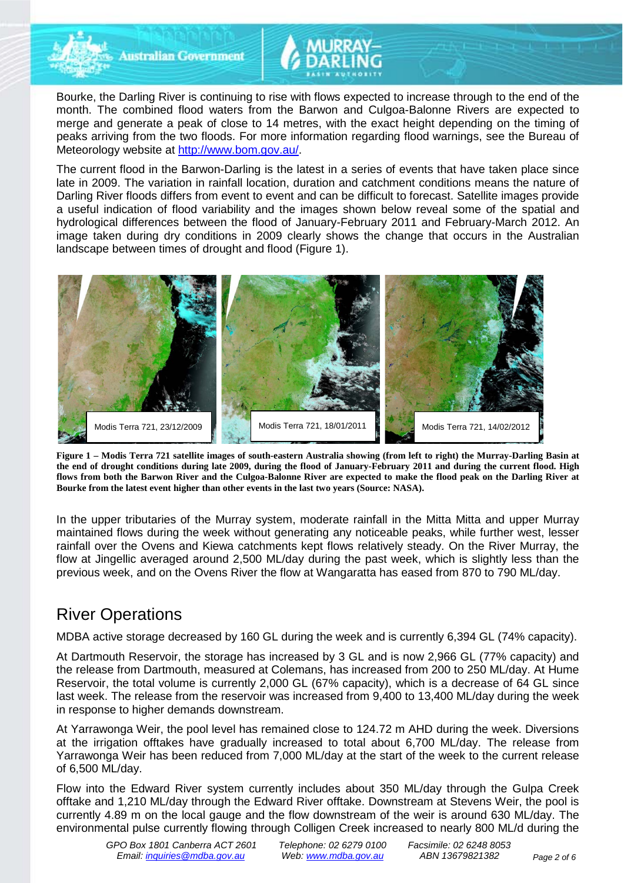Bourke, the Darling River is continuing to rise with flows expected to increase through to the end of the month. The combined flood waters from the Barwon and Culgoa-Balonne Rivers are expected to merge and generate a peak of close to 14 metres, with the exact height depending on the timing of peaks arriving from the two floods. For more information regarding flood warnings, see the Bureau of Meteorology website at http://www.bom.gov.au/.

The current flood in the Barwon-Darling is the latest in a series of events that have taken place since late in 2009. The variation in rainfall location, duration and catchment conditions means the nature of Darling River floods differs from event to event and can be difficult to forecast. Satellite images provide a useful indication of flood variability and the images shown below reveal some of the spatial and hydrological differences between the flood of January-February 2011 and February-March 2012. An image taken during dry conditions in 2009 clearly shows the change that occurs in the Australian landscape between times of drought and flood (Figure 1).

Modis Terra 721, 23/12/2009

Modis Terra 721, 18/01/2011

Modis Terra 721, 14/02/2012

**Figure 1 – Modis Terra 721 satellite images of south-eastern Australia showing (from left to right) the Murray-Darling Basin at the end of drought conditions during late 2009, during the flood of January-February 2011 and during the current flood. High flows from both the Barwon River and the Culgoa-Balonne River are expected to make the flood peak on the Darling River at Bourke from the latest event higher than other events in the last two years (Source: NASA).**

In the upper tributaries of the Murray system, moderate rainfall in the Mitta Mitta and upper Murray maintained flows during the week without generating any noticeable peaks, while further west, lesser rainfall over the Ovens and Kiewa catchments kept flows relatively steady. On the River Murray, the flow at Jingellic averaged around 2,500 ML/day during the past week, which is slightly less than the previous week, and on the Ovens River the flow at Wangaratta has eased from 870 to 790 ML/day.

## River Operations

MDBA active storage decreased by 160 GL during the week and is currently 6,394 GL (74% capacity).

At Dartmouth Reservoir, the storage has increased by 3 GL and is now 2,966 GL (77% capacity) and the release from Dartmouth, measured at Colemans, has increased from 200 to 250 ML/day. At Hume Reservoir, the total volume is currently 2,000 GL (67% capacity), which is a decrease of 64 GL since last week. The release from the reservoir was increased from 9,400 to 13,400 ML/day during the week in response to higher demands downstream.

At Yarrawonga Weir, the pool level has remained close to 124.72 m AHD during the week. Diversions at the irrigation offtakes have gradually increased to total about 6,700 ML/day. The release from Yarrawonga Weir has been reduced from 7,000 ML/day at the start of the week to the current release of 6,500 ML/day.

Flow into the Edward River system currently includes about 350 ML/day through the Gulpa Creek offtake and 1,210 ML/day through the Edward River offtake. Downstream at Stevens Weir, the pool is currently 4.89 m on the local gauge and the flow downstream of the weir is around 630 ML/day. The environmental pulse currently flowing through Colligen Creek increased to nearly 800 ML/d during the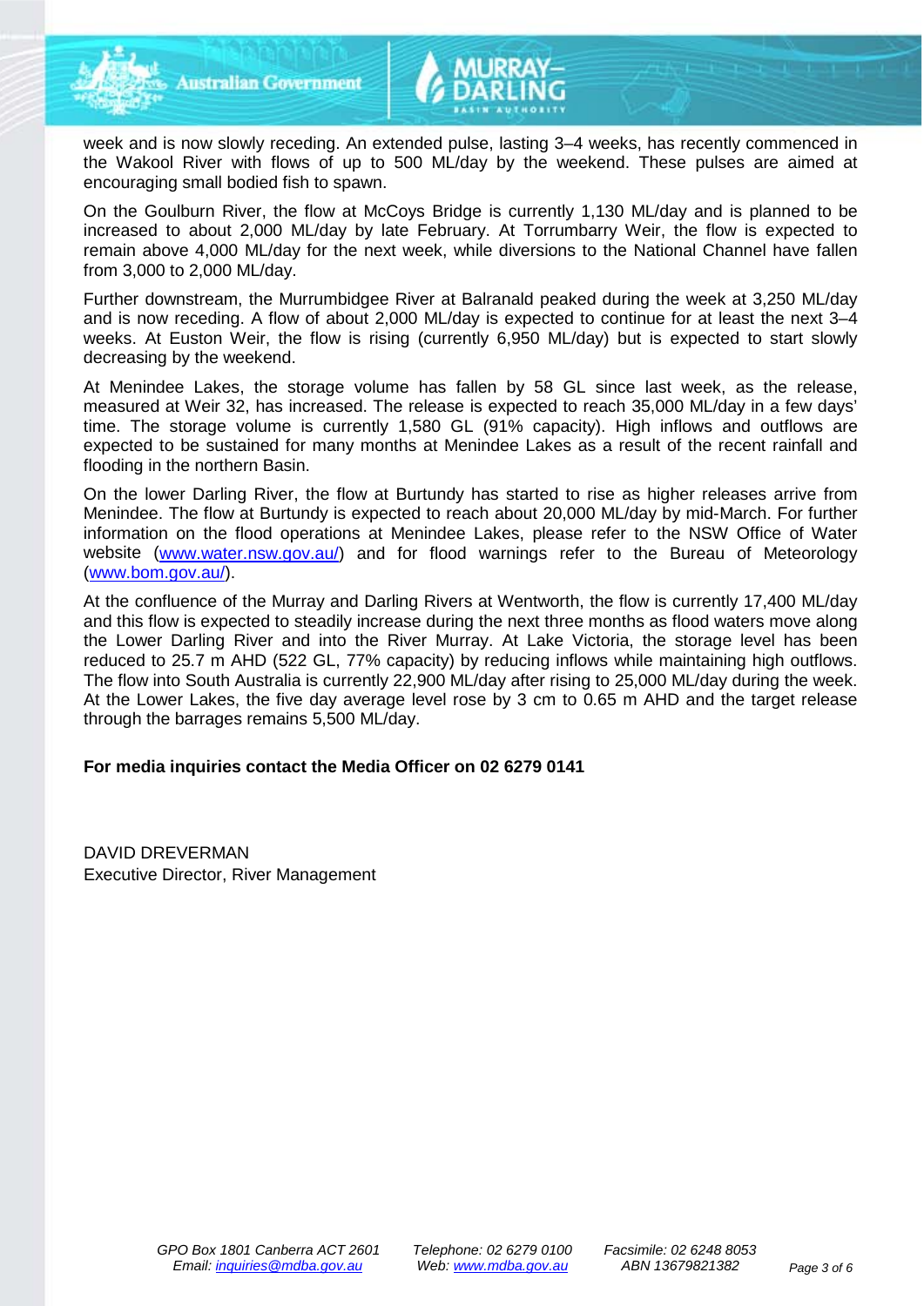week and is now slowly receding. An extended pulse, lasting 3–4 weeks, has recently commenced in the Wakool River with flows of up to 500 ML/day by the weekend. These pulses are aimed at encouraging small bodied fish to spawn.

On the Goulburn River, the flow at McCoys Bridge is currently 1,130 ML/day and is planned to be increased to about 2,000 ML/day by late February. At Torrumbarry Weir, the flow is expected to remain above 4,000 ML/day for the next week, while diversions to the National Channel have fallen from 3,000 to 2,000 ML/day.

Further downstream, the Murrumbidgee River at Balranald peaked during the week at 3,250 ML/day and is now receding. A flow of about 2,000 ML/day is expected to continue for at least the next 3–4 weeks. At Euston Weir, the flow is rising (currently 6,950 ML/day) but is expected to start slowly decreasing by the weekend.

At Menindee Lakes, the storage volume has fallen by 58 GL since last week, as the release, measured at Weir 32, has increased. The release is expected to reach 35,000 ML/day in a few days' time. The storage volume is currently 1,580 GL (91% capacity). High inflows and outflows are expected to be sustained for many months at Menindee Lakes as a result of the recent rainfall and flooding in the northern Basin.

On the lower Darling River, the flow at Burtundy has started to rise as higher releases arrive from Menindee. The flow at Burtundy is expected to reach about 20,000 ML/day by mid-March. For further information on the flood operations at Menindee Lakes, please refer to the NSW Office of Water website ([www.water.nsw.gov.au/](www.water.nsw.gov.au/)) and for flood warnings refer to the Bureau of Meteorology ([www.bom.gov.au/](www.bom.gov.au/)).

At the confluence of the Murray and Darling Rivers at Wentworth, the flow is currently 17,400 ML/day and this flow is expected to steadily increase during the next three months as flood waters move along the Lower Darling River and into the River Murray. At Lake Victoria, the storage level has been reduced to 25.7 m AHD (522 GL, 77% capacity) by reducing inflows while maintaining high outflows. The flow into South Australia is currently 22,900 ML/day after rising to 25,000 ML/day during the week. At the Lower Lakes, the five day average level rose by 3 cm to 0.65 m AHD and the target release through the barrages remains 5,500 ML/day.

**For media inquiries contact the Media Officer on 02 6279 0141**

DAVID DREVERMAN
Executive Director, River Management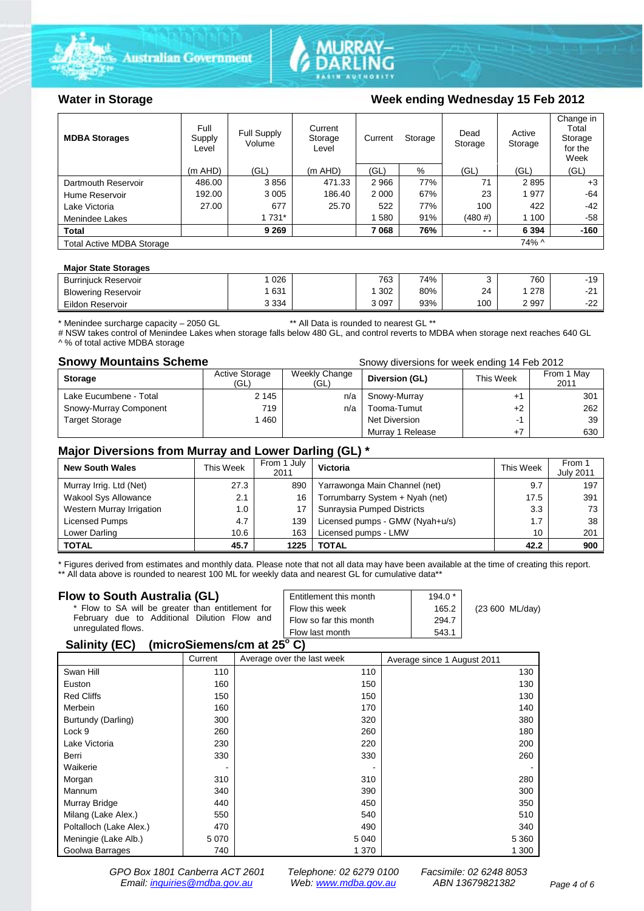## Water in Storage

### Week ending Wednesday 15 Feb 2012

| MDBA Storages | Full Supply Level | Full Supply Volume | Current Storage Level | Current Storage | | Dead Storage | Active Storage | Change in Total Storage for the Week |
|---|---|---|---|---|---|---|---|---|
| | (m AHD) | (GL) | (m AHD) | (GL) | % | (GL) | (GL) | (GL) |
| Dartmouth Reservoir | 486.00 | 3 856 | 471.33 | 2 966 | 77% | 71 | 2 895 | +3 |
| Hume Reservoir | 192.00 | 3 005 | 186.40 | 2 000 | 67% | 23 | 1 977 | -64 |
| Lake Victoria | 27.00 | 677 | 25.70 | 522 | 77% | 100 | 422 | -42 |
| Menindee Lakes | | 1 731* | | 1 580 | 91% | (480 #) | 1 100 | -58 |
| **Total** | | **9 269** | | **7 068** | **76%** | **- -** | **6 394** | **-160** |
| Total Active MDBA Storage | | | | | | | 74% ^ | |

**Major State Storages**

| | | | | | | | | |
|---|---|---|---|---|---|---|---|---|
| Burrinjuck Reservoir | | 1 026 | | 763 | 74% | 3 | 760 | -19 |
| Blowering Reservoir | | 1 631 | | 1 302 | 80% | 24 | 1 278 | -21 |
| Eildon Reservoir | | 3 334 | | 3 097 | 93% | 100 | 2 997 | -22 |

\* Menindee surcharge capacity – 2050 GL ** All Data is rounded to nearest GL **
# NSW takes control of Menindee Lakes when storage falls below 480 GL, and control reverts to MDBA when storage next reaches 640 GL
^ % of total active MDBA storage

## Snowy Mountains Scheme

Snowy diversions for week ending 14 Feb 2012

| Storage | Active Storage (GL) | Weekly Change (GL) | Diversion (GL) | This Week | From 1 May 2011 |
|---|---|---|---|---|---|
| Lake Eucumbene - Total | 2 145 | n/a | Snowy-Murray | +1 | 301 |
| Snowy-Murray Component | 719 | n/a | Tooma-Tumut | +2 | 262 |
| Target Storage | 1 460 | | Net Diversion | -1 | 39 |
| | | | Murray 1 Release | +7 | 630 |

## Major Diversions from Murray and Lower Darling (GL) *

| New South Wales | This Week | From 1 July 2011 | Victoria | This Week | From 1 July 2011 |
|---|---|---|---|---|---|
| Murray Irrig. Ltd (Net) | 27.3 | 890 | Yarrawonga Main Channel (net) | 9.7 | 197 |
| Wakool Sys Allowance | 2.1 | 16 | Torrumbarry System + Nyah (net) | 17.5 | 391 |
| Western Murray Irrigation | 1.0 | 17 | Sunraysia Pumped Districts | 3.3 | 73 |
| Licensed Pumps | 4.7 | 139 | Licensed pumps - GMW (Nyah+u/s) | 1.7 | 38 |
| Lower Darling | 10.6 | 163 | Licensed pumps - LMW | 10 | 201 |
| **TOTAL** | **45.7** | **1225** | **TOTAL** | **42.2** | **900** |

\* Figures derived from estimates and monthly data. Please note that not all data may have been available at the time of creating this report.
** All data above is rounded to nearest 100 ML for weekly data and nearest GL for cumulative data**

## Flow to South Australia (GL)

\* Flow to SA will be greater than entitlement for February due to Additional Dilution Flow and unregulated flows.

| | | |
|---|---|---|
| Entitlement this month | 194.0 * | |
| Flow this week | 165.2 | (23 600 ML/day) |
| Flow so far this month | 294.7 | |
| Flow last month | 543.1 | |

## Salinity (EC) (microSiemens/cm at 25$^{o}$ C)

| | Current | Average over the last week | Average since 1 August 2011 |
|---|---|---|---|
| Swan Hill | 110 | 110 | 130 |
| Euston | 160 | 150 | 130 |
| Red Cliffs | 150 | 150 | 130 |
| Merbein | 160 | 170 | 140 |
| Burtundy (Darling) | 300 | 320 | 380 |
| Lock 9 | 260 | 260 | 180 |
| Lake Victoria | 230 | 220 | 200 |
| Berri | 330 | 330 | 260 |
| Waikerie | - | - | - |
| Morgan | 310 | 310 | 280 |
| Mannum | 340 | 390 | 300 |
| Murray Bridge | 440 | 450 | 350 |
| Milang (Lake Alex.) | 550 | 540 | 510 |
| Poltalloch (Lake Alex.) | 470 | 490 | 340 |
| Meningie (Lake Alb.) | 5 070 | 5 040 | 5 360 |
| Goolwa Barrages | 740 | 1 370 | 1 300 |

GPO Box 1801 Canberra ACT 2601 Telephone: 02 6279 0100 Facsimile: 02 6248 8053
Email: inquiries@mdba.gov.au Web: www.mdba.gov.au ABN 13679821382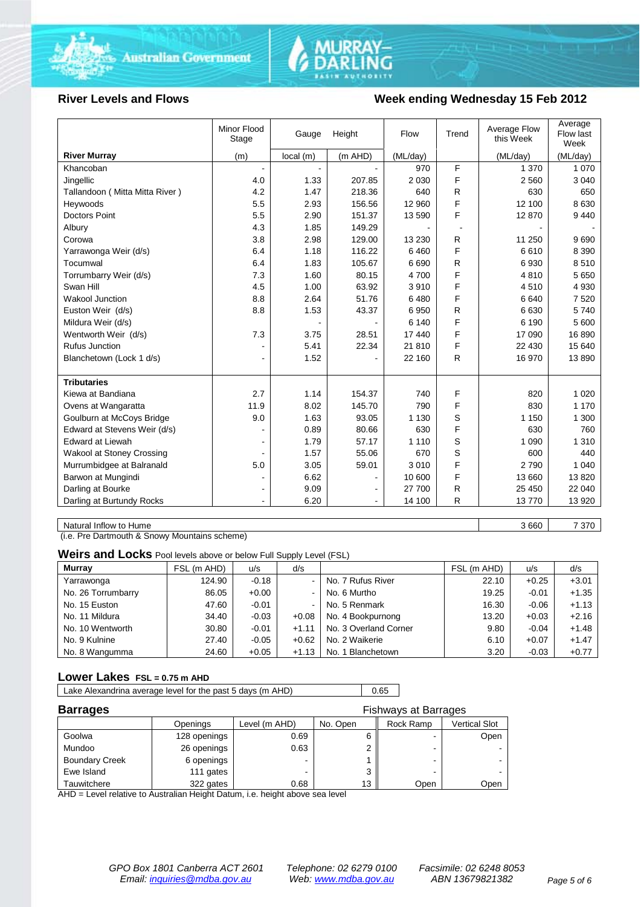## River Levels and Flows

## Week ending Wednesday 15 Feb 2012

| | Minor Flood Stage | Gauge | Height | Flow | Trend | Average Flow this Week | Average Flow last Week |
|---|---|---|---|---|---|---|---|
| **River Murray** | (m) | local (m) | (m AHD) | (ML/day) | | (ML/day) | (ML/day) |
| Khancoban | - | - | - | 970 | F | 1 370 | 1 070 |
| Jingellic | 4.0 | 1.33 | 207.85 | 2 030 | F | 2 560 | 3 040 |
| Tallandoon ( Mitta Mitta River ) | 4.2 | 1.47 | 218.36 | 640 | R | 630 | 650 |
| Heywoods | 5.5 | 2.93 | 156.56 | 12 960 | F | 12 100 | 8 630 |
| Doctors Point | 5.5 | 2.90 | 151.37 | 13 590 | F | 12 870 | 9 440 |
| Albury | 4.3 | 1.85 | 149.29 | - | - | - | - |
| Corowa | 3.8 | 2.98 | 129.00 | 13 230 | R | 11 250 | 9 690 |
| Yarrawonga Weir (d/s) | 6.4 | 1.18 | 116.22 | 6 460 | F | 6 610 | 8 390 |
| Tocumwal | 6.4 | 1.83 | 105.67 | 6 690 | R | 6 930 | 8 510 |
| Torrumbarry Weir (d/s) | 7.3 | 1.60 | 80.15 | 4 700 | F | 4 810 | 5 650 |
| Swan Hill | 4.5 | 1.00 | 63.92 | 3 910 | F | 4 510 | 4 930 |
| Wakool Junction | 8.8 | 2.64 | 51.76 | 6 480 | F | 6 640 | 7 520 |
| Euston Weir (d/s) | 8.8 | 1.53 | 43.37 | 6 950 | R | 6 630 | 5 740 |
| Mildura Weir (d/s) | | - | - | 6 140 | F | 6 190 | 5 600 |
| Wentworth Weir (d/s) | 7.3 | 3.75 | 28.51 | 17 440 | F | 17 090 | 16 890 |
| Rufus Junction | - | 5.41 | 22.34 | 21 810 | F | 22 430 | 15 640 |
| Blanchetown (Lock 1 d/s) | - | 1.52 | - | 22 160 | R | 16 970 | 13 890 |
| **Tributaries** | | | | | | | |
| Kiewa at Bandiana | 2.7 | 1.14 | 154.37 | 740 | F | 820 | 1 020 |
| Ovens at Wangaratta | 11.9 | 8.02 | 145.70 | 790 | F | 830 | 1 170 |
| Goulburn at McCoys Bridge | 9.0 | 1.63 | 93.05 | 1 130 | S | 1 150 | 1 300 |
| Edward at Stevens Weir (d/s) | - | 0.89 | 80.66 | 630 | F | 630 | 760 |
| Edward at Liewah | - | 1.79 | 57.17 | 1 110 | S | 1 090 | 1 310 |
| Wakool at Stoney Crossing | - | 1.57 | 55.06 | 670 | S | 600 | 440 |
| Murrumbidgee at Balranald | 5.0 | 3.05 | 59.01 | 3 010 | F | 2 790 | 1 040 |
| Barwon at Mungindi | - | 6.62 | - | 10 600 | F | 13 660 | 13 820 |
| Darling at Bourke | - | 9.09 | - | 27 700 | R | 25 450 | 22 040 |
| Darling at Burtundy Rocks | - | 6.20 | - | 14 100 | R | 13 770 | 13 920 |

| | | |
|---|---|---|
| Natural Inflow to Hume | 3 660 | 7 370 |

(i.e. Pre Dartmouth & Snowy Mountains scheme)

### Weirs and Locks
Pool levels above or below Full Supply Level (FSL)

| Murray | FSL (m AHD) | u/s | d/s | | FSL (m AHD) | u/s | d/s |
|---|---|---|---|---|---|---|---|
| Yarrawonga | 124.90 | -0.18 | - | No. 7 Rufus River | 22.10 | +0.25 | +3.01 |
| No. 26 Torrumbarry | 86.05 | +0.00 | - | No. 6 Murtho | 19.25 | -0.01 | +1.35 |
| No. 15 Euston | 47.60 | -0.01 | - | No. 5 Renmark | 16.30 | -0.06 | +1.13 |
| No. 11 Mildura | 34.40 | -0.03 | +0.08 | No. 4 Bookpurnong | 13.20 | +0.03 | +2.16 |
| No. 10 Wentworth | 30.80 | -0.01 | +1.11 | No. 3 Overland Corner | 9.80 | -0.04 | +1.48 |
| No. 9 Kulnine | 27.40 | -0.05 | +0.62 | No. 2 Waikerie | 6.10 | +0.07 | +1.47 |
| No. 8 Wangumma | 24.60 | +0.05 | +1.13 | No. 1 Blanchetown | 3.20 | -0.03 | +0.77 |

### Lower Lakes
FSL = 0.75 m AHD

| | |
|---|---|
| Lake Alexandrina average level for the past 5 days (m AHD) | 0.65 |

### Barrages

| | Openings | Level (m AHD) | No. Open | Fishways at Barrages: Rock Ramp | Vertical Slot |
|---|---|---|---|---|---|
| Goolwa | 128 openings | 0.69 | 6 | - | Open |
| Mundoo | 26 openings | 0.63 | 2 | - | - |
| Boundary Creek | 6 openings | - | 1 | - | - |
| Ewe Island | 111 gates | - | 3 | - | - |
| Tauwitchere | 322 gates | 0.68 | 13 | Open | Open |

AHD = Level relative to Australian Height Datum, i.e. height above sea level

*GPO Box 1801 Canberra ACT 2601 Telephone: 02 6279 0100 Facsimile: 02 6248 8053*
*Email: inquiries@mdba.gov.au Web: www.mdba.gov.au ABN 13679821382*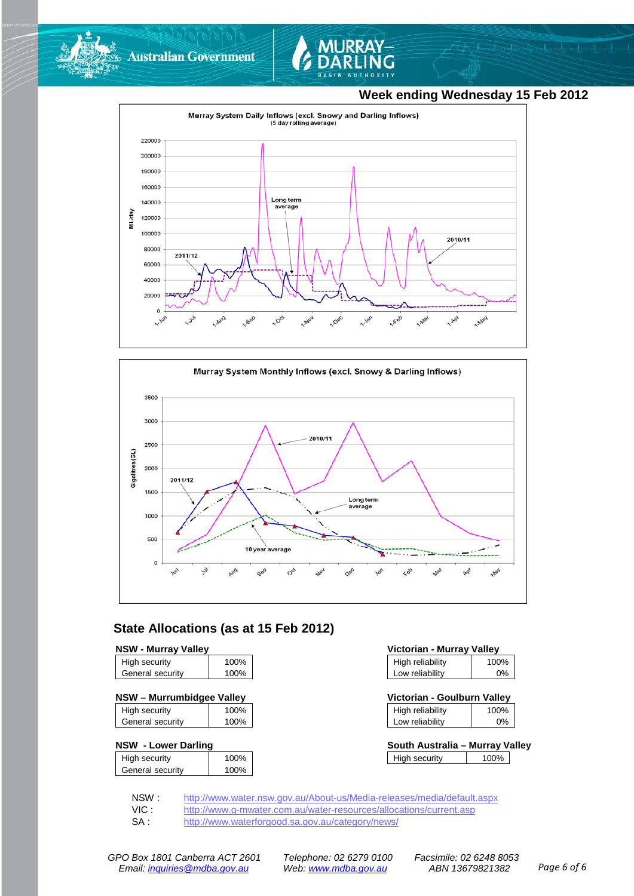Week ending Wednesday 15 Feb 2012

Murray System Daily Inflows (excl. Snowy and Darling Inflows)
(5 day rolling average)

ML/day

220000
200000
180000
160000
140000
120000
100000
80000
60000
40000
20000
0

Long term average
2010/11
2011/12

1-Jun 1-Jul 1-Aug 1-Sep 1-Oct 1-Nov 1-Dec 1-Jan 1-Feb 1-Mar 1-Apr 1-May

Murray System Monthly Inflows (excl. Snowy & Darling Inflows)

Gigalitres (GL)

3500
3000
2500
2000
1500
1000
500
0

2010/11
2011/12
Long term average
10 year average

Jun Jul Aug Sep Oct Nov Dec Jan Feb Mar Apr May

## State Allocations (as at 15 Feb 2012)

**NSW - Murray Valley**

| | |
|---|---|
| High security | 100% |
| General security | 100% |

**NSW – Murrumbidgee Valley**

| | |
|---|---|
| High security | 100% |
| General security | 100% |

**NSW - Lower Darling**

| | |
|---|---|
| High security | 100% |
| General security | 100% |

**Victorian - Murray Valley**

| | |
|---|---|
| High reliability | 100% |
| Low reliability | 0% |

**Victorian - Goulburn Valley**

| | |
|---|---|
| High reliability | 100% |
| Low reliability | 0% |

**South Australia – Murray Valley**

| | |
|---|---|
| High security | 100% |

NSW : http://www.water.nsw.gov.au/About-us/Media-releases/media/default.aspx
VIC : http://www.g-mwater.com.au/water-resources/allocations/current.asp
SA : http://www.waterforgood.sa.gov.au/category/news/

*GPO Box 1801 Canberra ACT 2601*
*Email: inquiries@mdba.gov.au*
*Telephone: 02 6279 0100*
*Web: www.mdba.gov.au*
*Facsimile: 02 6248 8053*
*ABN 13679821382*